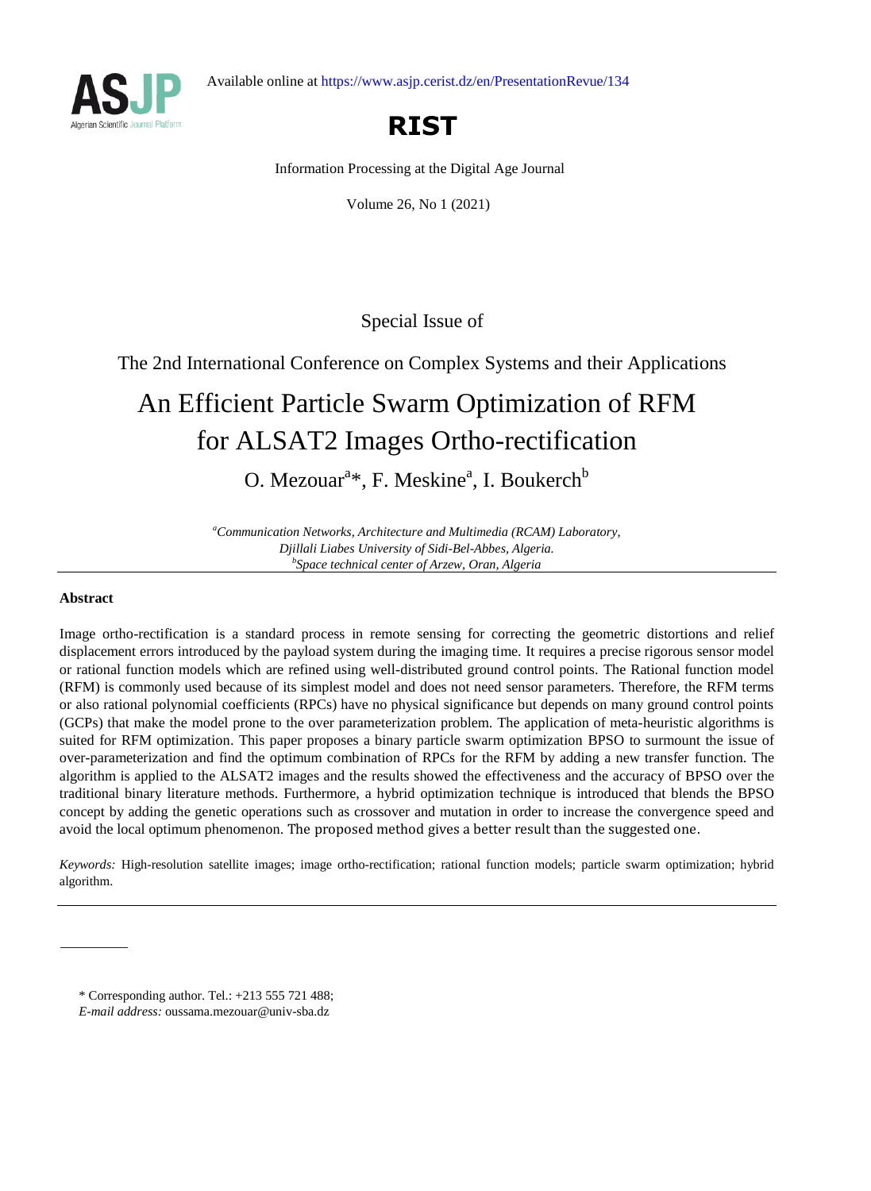Available online at https://www.asjp.cerist.dz/en/PresentationRevue/134

**RIST**

Information Processing at the Digital Age Journal

Volume 26, No 1 (2021)

Special Issue of

The 2nd International Conference on Complex Systems and their Applications

# An Efficient Particle Swarm Optimization of RFM for ALSAT2 Images Ortho-rectification

O. Mezouar[a]*, F. Meskine[a], I. Boukerch[b]

*[a]Communication Networks, Architecture and Multimedia (RCAM) Laboratory, Djillali Liabes University of Sidi-Bel-Abbes, Algeria.*
*[b]Space technical center of Arzew, Oran, Algeria*

---

### Abstract

Image ortho-rectification is a standard process in remote sensing for correcting the geometric distortions and relief displacement errors introduced by the payload system during the imaging time. It requires a precise rigorous sensor model or rational function models which are refined using well-distributed ground control points. The Rational function model (RFM) is commonly used because of its simplest model and does not need sensor parameters. Therefore, the RFM terms or also rational polynomial coefficients (RPCs) have no physical significance but depends on many ground control points (GCPs) that make the model prone to the over parameterization problem. The application of meta-heuristic algorithms is suited for RFM optimization. This paper proposes a binary particle swarm optimization BPSO to surmount the issue of over-parameterization and find the optimum combination of RPCs for the RFM by adding a new transfer function. The algorithm is applied to the ALSAT2 images and the results showed the effectiveness and the accuracy of BPSO over the traditional binary literature methods. Furthermore, a hybrid optimization technique is introduced that blends the BPSO concept by adding the genetic operations such as crossover and mutation in order to increase the convergence speed and avoid the local optimum phenomenon. The proposed method gives a better result than the suggested one.

*Keywords:* High-resolution satellite images; image ortho-rectification; rational function models; particle swarm optimization; hybrid algorithm.

---

\* Corresponding author. Tel.: +213 555 721 488;
*E-mail address:* oussama.mezouar@univ-sba.dz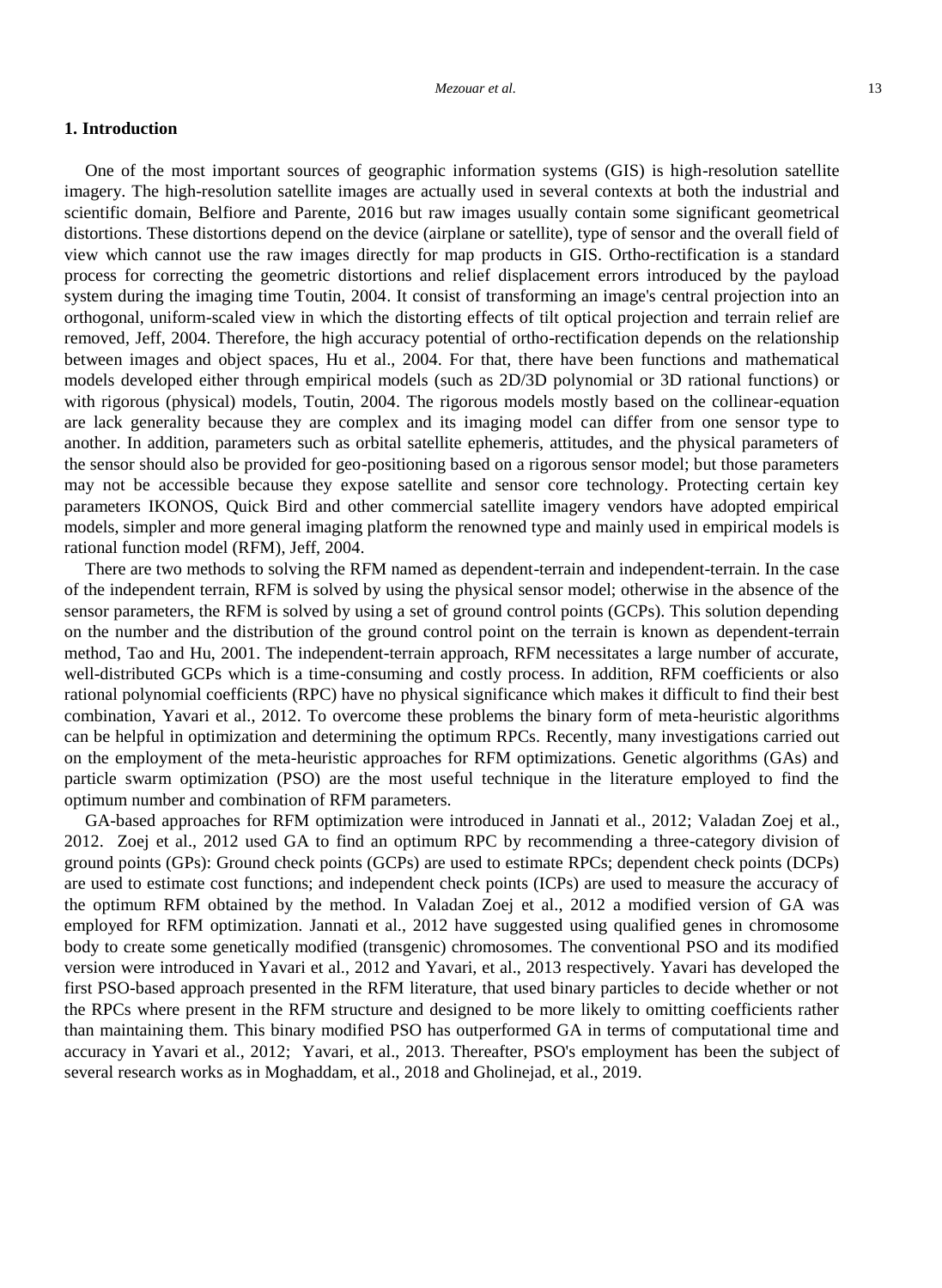## 1. Introduction

One of the most important sources of geographic information systems (GIS) is high-resolution satellite imagery. The high-resolution satellite images are actually used in several contexts at both the industrial and scientific domain, Belfiore and Parente, 2016 but raw images usually contain some significant geometrical distortions. These distortions depend on the device (airplane or satellite), type of sensor and the overall field of view which cannot use the raw images directly for map products in GIS. Ortho-rectification is a standard process for correcting the geometric distortions and relief displacement errors introduced by the payload system during the imaging time Toutin, 2004. It consist of transforming an image's central projection into an orthogonal, uniform-scaled view in which the distorting effects of tilt optical projection and terrain relief are removed, Jeff, 2004. Therefore, the high accuracy potential of ortho-rectification depends on the relationship between images and object spaces, Hu et al., 2004. For that, there have been functions and mathematical models developed either through empirical models (such as 2D/3D polynomial or 3D rational functions) or with rigorous (physical) models, Toutin, 2004. The rigorous models mostly based on the collinear-equation are lack generality because they are complex and its imaging model can differ from one sensor type to another. In addition, parameters such as orbital satellite ephemeris, attitudes, and the physical parameters of the sensor should also be provided for geo-positioning based on a rigorous sensor model; but those parameters may not be accessible because they expose satellite and sensor core technology. Protecting certain key parameters IKONOS, Quick Bird and other commercial satellite imagery vendors have adopted empirical models, simpler and more general imaging platform the renowned type and mainly used in empirical models is rational function model (RFM), Jeff, 2004.

There are two methods to solving the RFM named as dependent-terrain and independent-terrain. In the case of the independent terrain, RFM is solved by using the physical sensor model; otherwise in the absence of the sensor parameters, the RFM is solved by using a set of ground control points (GCPs). This solution depending on the number and the distribution of the ground control point on the terrain is known as dependent-terrain method, Tao and Hu, 2001. The independent-terrain approach, RFM necessitates a large number of accurate, well-distributed GCPs which is a time-consuming and costly process. In addition, RFM coefficients or also rational polynomial coefficients (RPC) have no physical significance which makes it difficult to find their best combination, Yavari et al., 2012. To overcome these problems the binary form of meta-heuristic algorithms can be helpful in optimization and determining the optimum RPCs. Recently, many investigations carried out on the employment of the meta-heuristic approaches for RFM optimizations. Genetic algorithms (GAs) and particle swarm optimization (PSO) are the most useful technique in the literature employed to find the optimum number and combination of RFM parameters.

GA-based approaches for RFM optimization were introduced in Jannati et al., 2012; Valadan Zoej et al., 2012. Zoej et al., 2012 used GA to find an optimum RPC by recommending a three-category division of ground points (GPs): Ground check points (GCPs) are used to estimate RPCs; dependent check points (DCPs) are used to estimate cost functions; and independent check points (ICPs) are used to measure the accuracy of the optimum RFM obtained by the method. In Valadan Zoej et al., 2012 a modified version of GA was employed for RFM optimization. Jannati et al., 2012 have suggested using qualified genes in chromosome body to create some genetically modified (transgenic) chromosomes. The conventional PSO and its modified version were introduced in Yavari et al., 2012 and Yavari, et al., 2013 respectively. Yavari has developed the first PSO-based approach presented in the RFM literature, that used binary particles to decide whether or not the RPCs where present in the RFM structure and designed to be more likely to omitting coefficients rather than maintaining them. This binary modified PSO has outperformed GA in terms of computational time and accuracy in Yavari et al., 2012; Yavari, et al., 2013. Thereafter, PSO's employment has been the subject of several research works as in Moghaddam, et al., 2018 and Gholinejad, et al., 2019.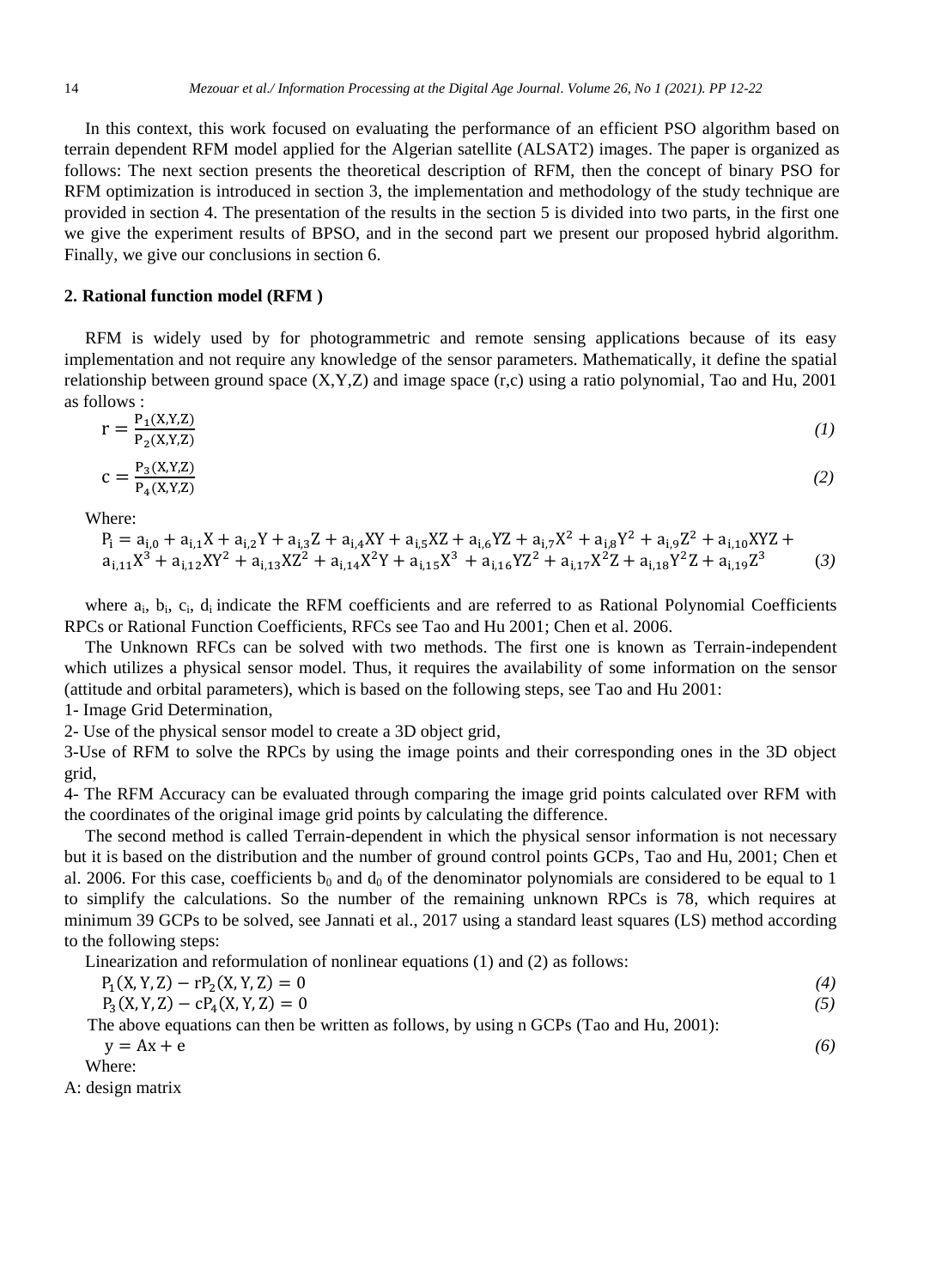In this context, this work focused on evaluating the performance of an efficient PSO algorithm based on terrain dependent RFM model applied for the Algerian satellite (ALSAT2) images. The paper is organized as follows: The next section presents the theoretical description of RFM, then the concept of binary PSO for RFM optimization is introduced in section 3, the implementation and methodology of the study technique are provided in section 4. The presentation of the results in the section 5 is divided into two parts, in the first one we give the experiment results of BPSO, and in the second part we present our proposed hybrid algorithm. Finally, we give our conclusions in section 6.

## 2. Rational function model (RFM )

RFM is widely used by for photogrammetric and remote sensing applications because of its easy implementation and not require any knowledge of the sensor parameters. Mathematically, it define the spatial relationship between ground space (X,Y,Z) and image space (r,c) using a ratio polynomial, Tao and Hu, 2001 as follows :

$$r = \frac{P_1(X,Y,Z)}{P_2(X,Y,Z)} \tag{1}$$

$$c = \frac{P_3(X,Y,Z)}{P_4(X,Y,Z)} \tag{2}$$

Where:

$$P_i = a_{i,0} + a_{i,1}X + a_{i,2}Y + a_{i,3}Z + a_{i,4}XY + a_{i,5}XZ + a_{i,6}YZ + a_{i,7}X^2 + a_{i,8}Y^2 + a_{i,9}Z^2 + a_{i,10}XYZ + a_{i,11}X^3 + a_{i,12}XY^2 + a_{i,13}XZ^2 + a_{i,14}X^2Y + a_{i,15}X^3 + a_{i,16}YZ^2 + a_{i,17}X^2Z + a_{i,18}Y^2Z + a_{i,19}Z^3 \tag{3}$$

where $a_i$, $b_i$, $c_i$, $d_i$ indicate the RFM coefficients and are referred to as Rational Polynomial Coefficients RPCs or Rational Function Coefficients, RFCs see Tao and Hu 2001; Chen et al. 2006.

The Unknown RFCs can be solved with two methods. The first one is known as Terrain-independent which utilizes a physical sensor model. Thus, it requires the availability of some information on the sensor (attitude and orbital parameters), which is based on the following steps, see Tao and Hu 2001:

1- Image Grid Determination,

2- Use of the physical sensor model to create a 3D object grid,

3-Use of RFM to solve the RPCs by using the image points and their corresponding ones in the 3D object grid,

4- The RFM Accuracy can be evaluated through comparing the image grid points calculated over RFM with the coordinates of the original image grid points by calculating the difference.

The second method is called Terrain-dependent in which the physical sensor information is not necessary but it is based on the distribution and the number of ground control points GCPs, Tao and Hu, 2001; Chen et al. 2006. For this case, coefficients $b_0$ and $d_0$ of the denominator polynomials are considered to be equal to 1 to simplify the calculations. So the number of the remaining unknown RPCs is 78, which requires at minimum 39 GCPs to be solved, see Jannati et al., 2017 using a standard least squares (LS) method according to the following steps:

Linearization and reformulation of nonlinear equations (1) and (2) as follows:

$$P_1(X,Y,Z) - rP_2(X,Y,Z) = 0 \tag{4}$$

$$P_3(X,Y,Z) - cP_4(X,Y,Z) = 0 \tag{5}$$

The above equations can then be written as follows, by using n GCPs (Tao and Hu, 2001):

$$y = Ax + e \tag{6}$$

Where:

A: design matrix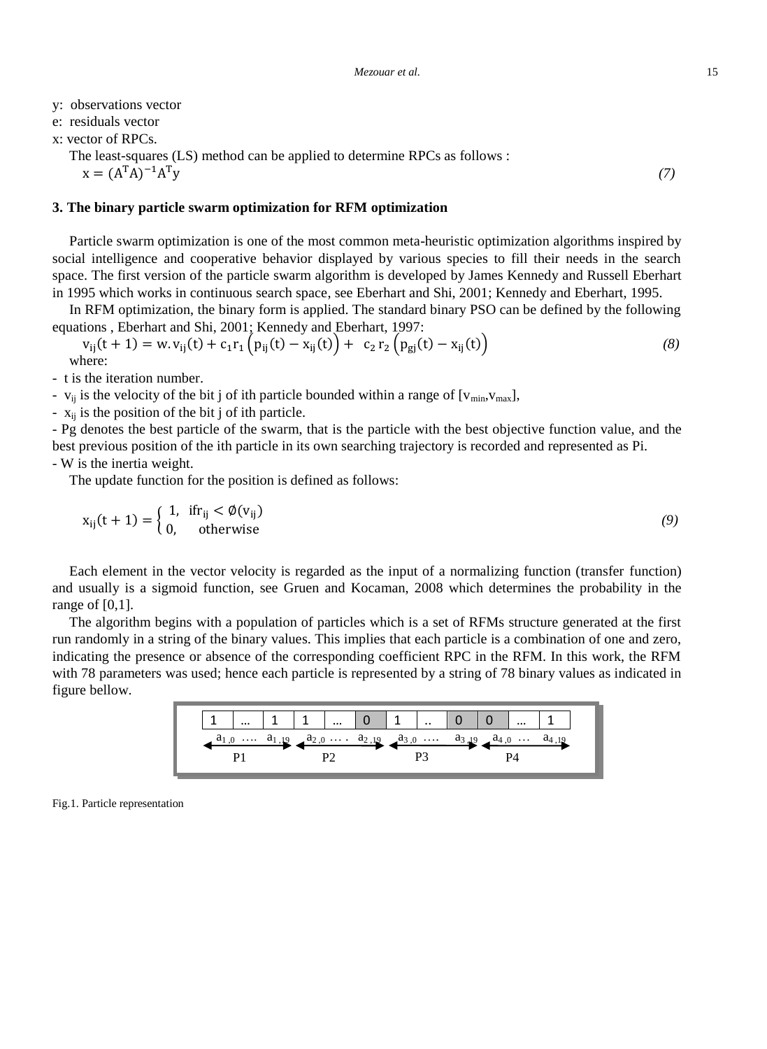y: observations vector

e: residuals vector

x: vector of RPCs.

The least-squares (LS) method can be applied to determine RPCs as follows :

$$x = (A^T A)^{-1} A^T y \tag{7}$$

### 3. The binary particle swarm optimization for RFM optimization

Particle swarm optimization is one of the most common meta-heuristic optimization algorithms inspired by social intelligence and cooperative behavior displayed by various species to fill their needs in the search space. The first version of the particle swarm algorithm is developed by James Kennedy and Russell Eberhart in 1995 which works in continuous search space, see Eberhart and Shi, 2001; Kennedy and Eberhart, 1995.

In RFM optimization, the binary form is applied. The standard binary PSO can be defined by the following equations , Eberhart and Shi, 2001; Kennedy and Eberhart, 1997:

$$v_{ij}(t+1) = w.v_{ij}(t) + c_1 r_1 \left(p_{ij}(t) - x_{ij}(t)\right) + c_2 r_2 \left(p_{gj}(t) - x_{ij}(t)\right) \tag{8}$$

where:

- t is the iteration number.
- $v_{ij}$ is the velocity of the bit j of ith particle bounded within a range of $[v_{min}, v_{max}]$,
- $x_{ij}$ is the position of the bit j of ith particle.
- Pg denotes the best particle of the swarm, that is the particle with the best objective function value, and the best previous position of the ith particle in its own searching trajectory is recorded and represented as Pi.
- W is the inertia weight.

The update function for the position is defined as follows:

$$x_{ij}(t+1) = \begin{cases} 1, & \text{if} \, r_{ij} < \emptyset(v_{ij}) \\ 0, & \text{otherwise} \end{cases} \tag{9}$$

Each element in the vector velocity is regarded as the input of a normalizing function (transfer function) and usually is a sigmoid function, see Gruen and Kocaman, 2008 which determines the probability in the range of [0,1].

The algorithm begins with a population of particles which is a set of RFMs structure generated at the first run randomly in a string of the binary values. This implies that each particle is a combination of one and zero, indicating the presence or absence of the corresponding coefficient RPC in the RFM. In this work, the RFM with 78 parameters was used; hence each particle is represented by a string of 78 binary values as indicated in figure bellow.

| 1 | … | 1 | 1 | … | 0 | 1 | .. | 0 | 0 | … | 1 |
|---|---|---|---|---|---|---|---|---|---|---|---|
| $a_{1,0}$ | …. | $a_{1,19}$ | $a_{2,0}$ | …. | $a_{2,19}$ | $a_{3,0}$ | …. | $a_{3,19}$ | $a_{4,0}$ | … | $a_{4,19}$ |
| P1 | | | P2 | | | P3 | | | P4 | | |

Fig.1. Particle representation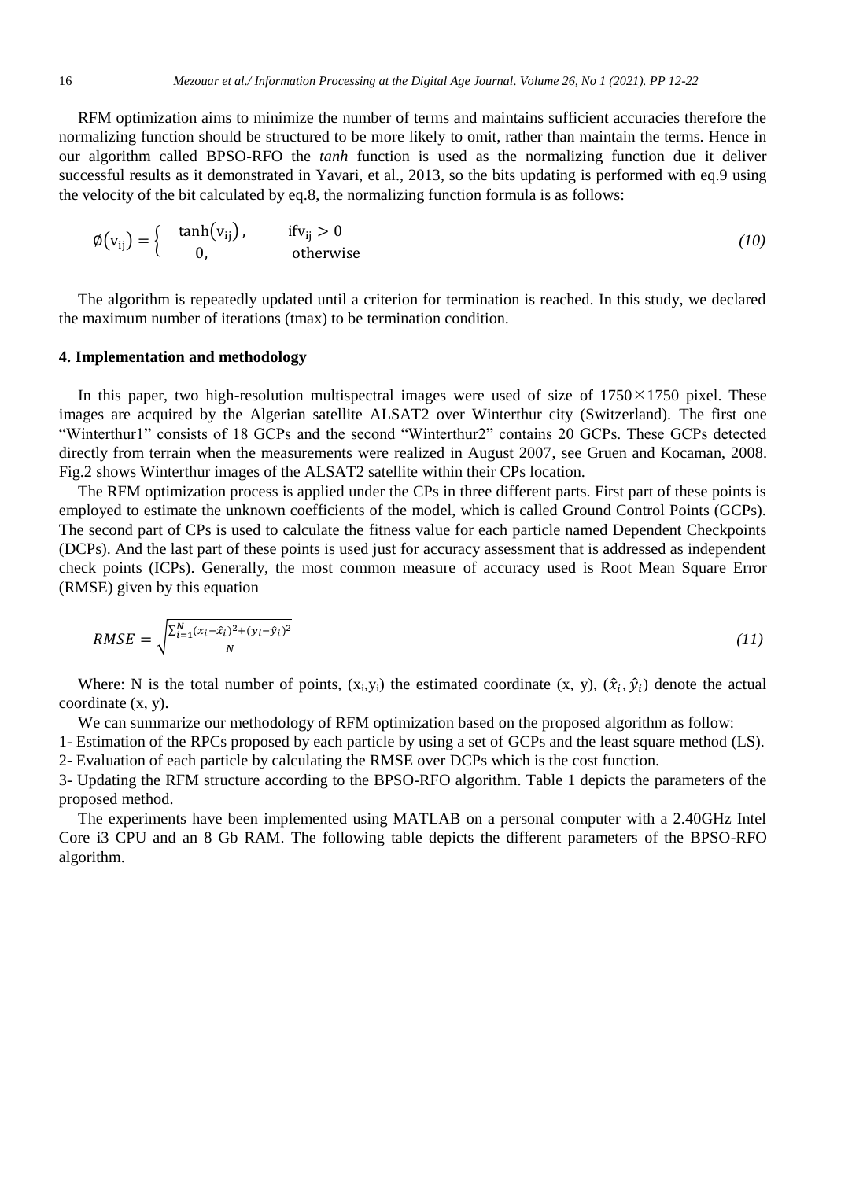RFM optimization aims to minimize the number of terms and maintains sufficient accuracies therefore the normalizing function should be structured to be more likely to omit, rather than maintain the terms. Hence in our algorithm called BPSO-RFO the *tanh* function is used as the normalizing function due it deliver successful results as it demonstrated in Yavari, et al., 2013, so the bits updating is performed with eq.9 using the velocity of the bit calculated by eq.8, the normalizing function formula is as follows:

$$\emptyset(v_{ij}) = \begin{cases} \tanh(v_{ij}), & \text{if} v_{ij} > 0 \\ 0, & \text{otherwise} \end{cases} \tag{10}$$

The algorithm is repeatedly updated until a criterion for termination is reached. In this study, we declared the maximum number of iterations (tmax) to be termination condition.

## 4. Implementation and methodology

In this paper, two high-resolution multispectral images were used of size of 1750×1750 pixel. These images are acquired by the Algerian satellite ALSAT2 over Winterthur city (Switzerland). The first one "Winterthur1" consists of 18 GCPs and the second "Winterthur2" contains 20 GCPs. These GCPs detected directly from terrain when the measurements were realized in August 2007, see Gruen and Kocaman, 2008. Fig.2 shows Winterthur images of the ALSAT2 satellite within their CPs location.

The RFM optimization process is applied under the CPs in three different parts. First part of these points is employed to estimate the unknown coefficients of the model, which is called Ground Control Points (GCPs). The second part of CPs is used to calculate the fitness value for each particle named Dependent Checkpoints (DCPs). And the last part of these points is used just for accuracy assessment that is addressed as independent check points (ICPs). Generally, the most common measure of accuracy used is Root Mean Square Error (RMSE) given by this equation

$$RMSE = \sqrt{\frac{\sum_{i=1}^{N}(x_i-\hat{x}_i)^2+(y_i-\hat{y}_i)^2}{N}} \tag{11}$$

Where: N is the total number of points, $(x_i,y_i)$ the estimated coordinate (x, y), $(\hat{x}_i, \hat{y}_i)$ denote the actual coordinate (x, y).

We can summarize our methodology of RFM optimization based on the proposed algorithm as follow:

1- Estimation of the RPCs proposed by each particle by using a set of GCPs and the least square method (LS).

2- Evaluation of each particle by calculating the RMSE over DCPs which is the cost function.

3- Updating the RFM structure according to the BPSO-RFO algorithm. Table 1 depicts the parameters of the proposed method.

The experiments have been implemented using MATLAB on a personal computer with a 2.40GHz Intel Core i3 CPU and an 8 Gb RAM. The following table depicts the different parameters of the BPSO-RFO algorithm.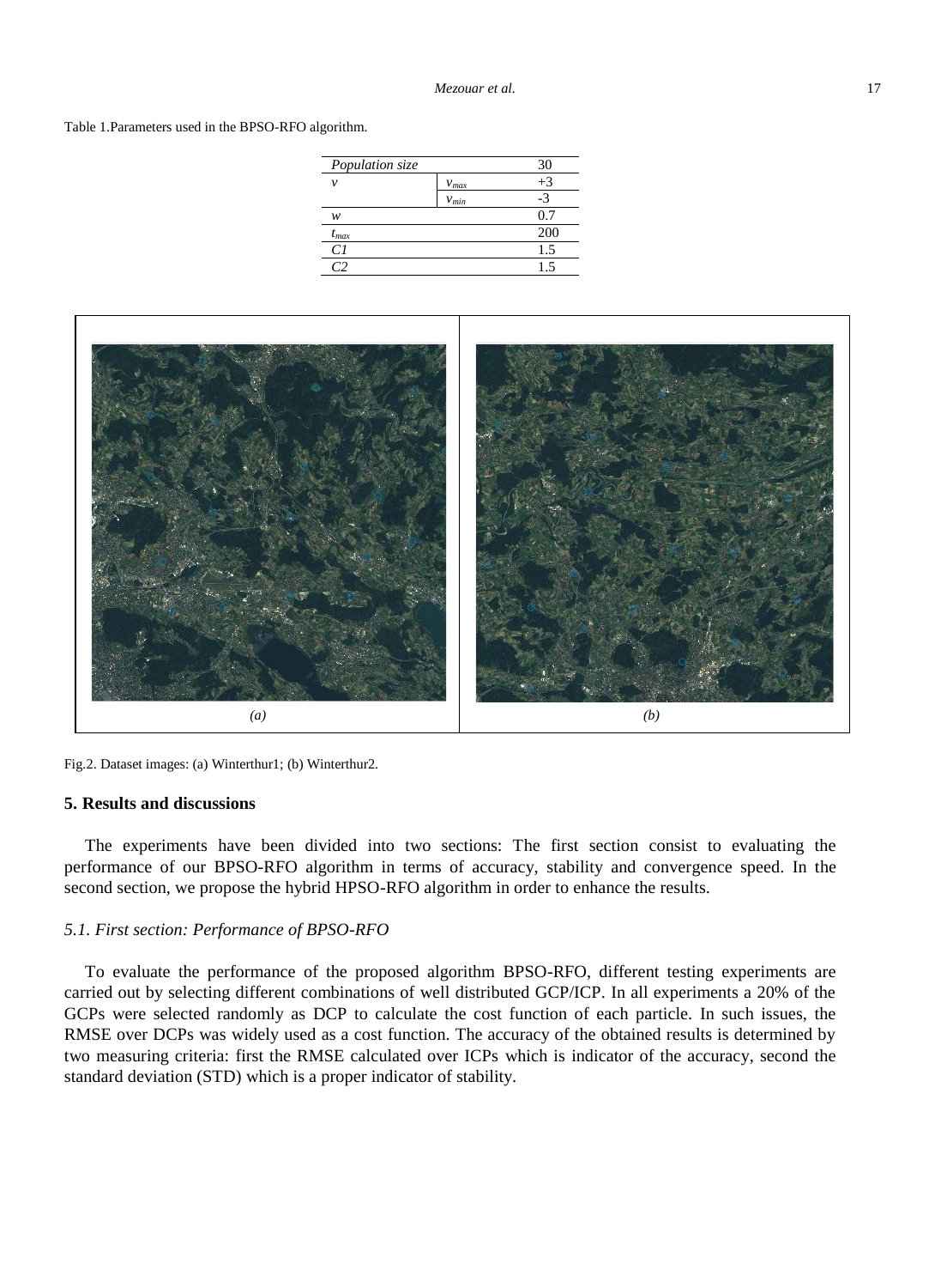Table 1.Parameters used in the BPSO-RFO algorithm.

| *Population size* | | 30 |
|---|---|---|
| *v* | $v_{max}$ | +3 |
| | $v_{min}$ | -3 |
| *w* | | 0.7 |
| $t_{max}$ | | 200 |
| *C1* | | 1.5 |
| *C2* | | 1.5 |

Fig.2. Dataset images: (a) Winterthur1; (b) Winterthur2.

## 5. Results and discussions

The experiments have been divided into two sections: The first section consist to evaluating the performance of our BPSO-RFO algorithm in terms of accuracy, stability and convergence speed. In the second section, we propose the hybrid HPSO-RFO algorithm in order to enhance the results.

### *5.1. First section: Performance of BPSO-RFO*

To evaluate the performance of the proposed algorithm BPSO-RFO, different testing experiments are carried out by selecting different combinations of well distributed GCP/ICP. In all experiments a 20% of the GCPs were selected randomly as DCP to calculate the cost function of each particle. In such issues, the RMSE over DCPs was widely used as a cost function. The accuracy of the obtained results is determined by two measuring criteria: first the RMSE calculated over ICPs which is indicator of the accuracy, second the standard deviation (STD) which is a proper indicator of stability.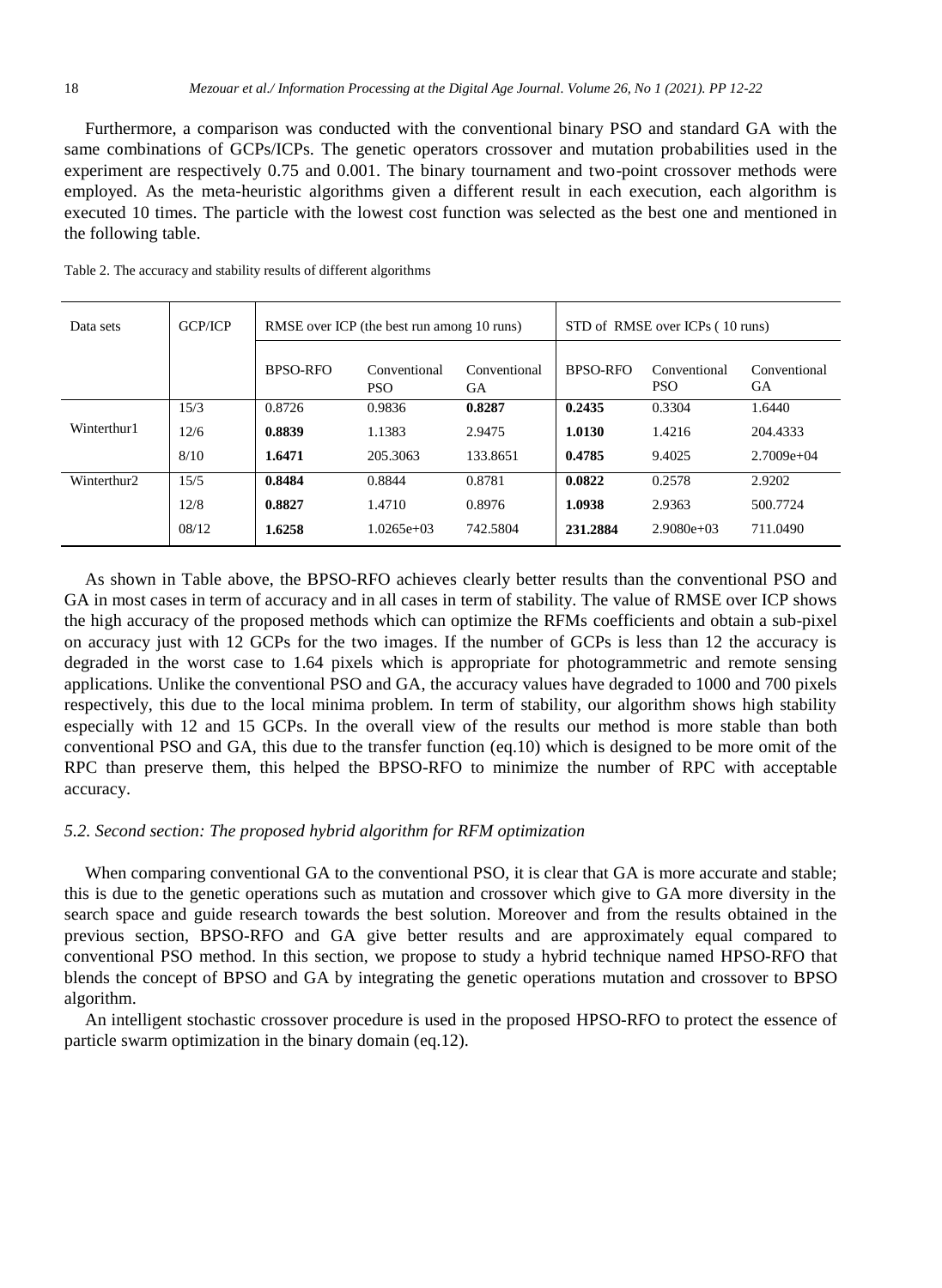Furthermore, a comparison was conducted with the conventional binary PSO and standard GA with the same combinations of GCPs/ICPs. The genetic operators crossover and mutation probabilities used in the experiment are respectively 0.75 and 0.001. The binary tournament and two-point crossover methods were employed. As the meta-heuristic algorithms given a different result in each execution, each algorithm is executed 10 times. The particle with the lowest cost function was selected as the best one and mentioned in the following table.

Table 2. The accuracy and stability results of different algorithms

| Data sets | GCP/ICP | RMSE over ICP (the best run among 10 runs) | | | STD of RMSE over ICPs ( 10 runs) | | |
|---|---|---|---|---|---|---|---|
| | | BPSO-RFO | Conventional PSO | Conventional GA | BPSO-RFO | Conventional PSO | Conventional GA |
| Winterthur1 | 15/3 | 0.8726 | 0.9836 | **0.8287** | **0.2435** | 0.3304 | 1.6440 |
| | 12/6 | **0.8839** | 1.1383 | 2.9475 | **1.0130** | 1.4216 | 204.4333 |
| | 8/10 | **1.6471** | 205.3063 | 133.8651 | **0.4785** | 9.4025 | 2.7009e+04 |
| Winterthur2 | 15/5 | **0.8484** | 0.8844 | 0.8781 | **0.0822** | 0.2578 | 2.9202 |
| | 12/8 | **0.8827** | 1.4710 | 0.8976 | **1.0938** | 2.9363 | 500.7724 |
| | 08/12 | **1.6258** | 1.0265e+03 | 742.5804 | **231.2884** | 2.9080e+03 | 711.0490 |

As shown in Table above, the BPSO-RFO achieves clearly better results than the conventional PSO and GA in most cases in term of accuracy and in all cases in term of stability. The value of RMSE over ICP shows the high accuracy of the proposed methods which can optimize the RFMs coefficients and obtain a sub-pixel on accuracy just with 12 GCPs for the two images. If the number of GCPs is less than 12 the accuracy is degraded in the worst case to 1.64 pixels which is appropriate for photogrammetric and remote sensing applications. Unlike the conventional PSO and GA, the accuracy values have degraded to 1000 and 700 pixels respectively, this due to the local minima problem. In term of stability, our algorithm shows high stability especially with 12 and 15 GCPs. In the overall view of the results our method is more stable than both conventional PSO and GA, this due to the transfer function (eq.10) which is designed to be more omit of the RPC than preserve them, this helped the BPSO-RFO to minimize the number of RPC with acceptable accuracy.

### *5.2. Second section: The proposed hybrid algorithm for RFM optimization*

When comparing conventional GA to the conventional PSO, it is clear that GA is more accurate and stable; this is due to the genetic operations such as mutation and crossover which give to GA more diversity in the search space and guide research towards the best solution. Moreover and from the results obtained in the previous section, BPSO-RFO and GA give better results and are approximately equal compared to conventional PSO method. In this section, we propose to study a hybrid technique named HPSO-RFO that blends the concept of BPSO and GA by integrating the genetic operations mutation and crossover to BPSO algorithm.

An intelligent stochastic crossover procedure is used in the proposed HPSO-RFO to protect the essence of particle swarm optimization in the binary domain (eq.12).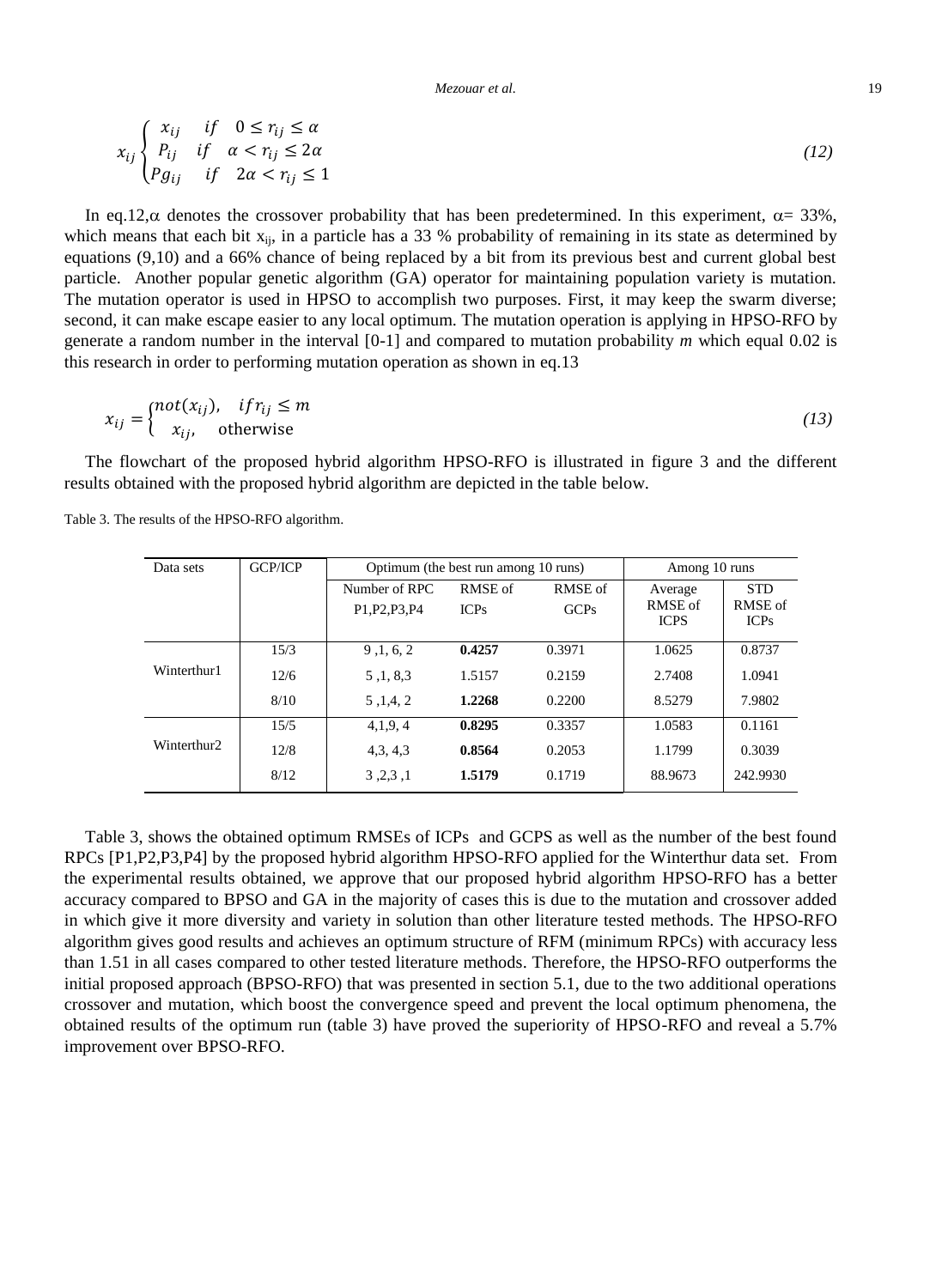$$x_{ij} \begin{cases} x_{ij} & if \quad 0 \leq r_{ij} \leq \alpha \\ P_{ij} & if \quad \alpha < r_{ij} \leq 2\alpha \\ Pg_{ij} & if \quad 2\alpha < r_{ij} \leq 1 \end{cases} \tag{12}$$

In eq.12,$\alpha$ denotes the crossover probability that has been predetermined. In this experiment, $\alpha$= 33%, which means that each bit $x_{ij}$, in a particle has a 33 % probability of remaining in its state as determined by equations (9,10) and a 66% chance of being replaced by a bit from its previous best and current global best particle. Another popular genetic algorithm (GA) operator for maintaining population variety is mutation. The mutation operator is used in HPSO to accomplish two purposes. First, it may keep the swarm diverse; second, it can make escape easier to any local optimum. The mutation operation is applying in HPSO-RFO by generate a random number in the interval [0-1] and compared to mutation probability *m* which equal 0.02 is this research in order to performing mutation operation as shown in eq.13

$$x_{ij} = \begin{cases} not(x_{ij}), & if r_{ij} \leq m \\ x_{ij}, & \text{otherwise} \end{cases} \tag{13}$$

The flowchart of the proposed hybrid algorithm HPSO-RFO is illustrated in figure 3 and the different results obtained with the proposed hybrid algorithm are depicted in the table below.

Table 3. The results of the HPSO-RFO algorithm.

| Data sets | GCP/ICP | Optimum (the best run among 10 runs) | | | Among 10 runs | |
|---|---|---|---|---|---|---|
| | | Number of RPC P1,P2,P3,P4 | RMSE of ICPs | RMSE of GCPs | Average RMSE of ICPS | STD RMSE of ICPs |
| Winterthur1 | 15/3 | 9 ,1, 6, 2 | **0.4257** | 0.3971 | 1.0625 | 0.8737 |
| | 12/6 | 5 ,1, 8,3 | 1.5157 | 0.2159 | 2.7408 | 1.0941 |
| | 8/10 | 5 ,1,4, 2 | **1.2268** | 0.2200 | 8.5279 | 7.9802 |
| Winterthur2 | 15/5 | 4,1,9, 4 | **0.8295** | 0.3357 | 1.0583 | 0.1161 |
| | 12/8 | 4,3, 4,3 | **0.8564** | 0.2053 | 1.1799 | 0.3039 |
| | 8/12 | 3 ,2,3 ,1 | **1.5179** | 0.1719 | 88.9673 | 242.9930 |

Table 3, shows the obtained optimum RMSEs of ICPs and GCPS as well as the number of the best found RPCs [P1,P2,P3,P4] by the proposed hybrid algorithm HPSO-RFO applied for the Winterthur data set. From the experimental results obtained, we approve that our proposed hybrid algorithm HPSO-RFO has a better accuracy compared to BPSO and GA in the majority of cases this is due to the mutation and crossover added in which give it more diversity and variety in solution than other literature tested methods. The HPSO-RFO algorithm gives good results and achieves an optimum structure of RFM (minimum RPCs) with accuracy less than 1.51 in all cases compared to other tested literature methods. Therefore, the HPSO-RFO outperforms the initial proposed approach (BPSO-RFO) that was presented in section 5.1, due to the two additional operations crossover and mutation, which boost the convergence speed and prevent the local optimum phenomena, the obtained results of the optimum run (table 3) have proved the superiority of HPSO-RFO and reveal a 5.7% improvement over BPSO-RFO.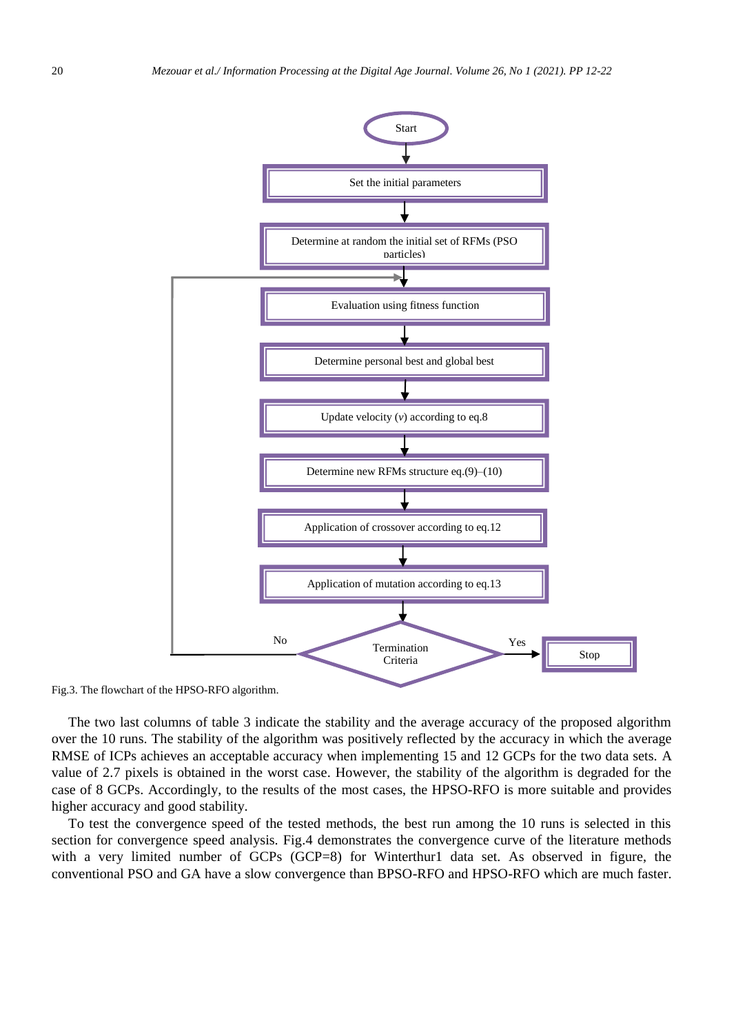Fig.3. The flowchart of the HPSO-RFO algorithm.

The two last columns of table 3 indicate the stability and the average accuracy of the proposed algorithm over the 10 runs. The stability of the algorithm was positively reflected by the accuracy in which the average RMSE of ICPs achieves an acceptable accuracy when implementing 15 and 12 GCPs for the two data sets. A value of 2.7 pixels is obtained in the worst case. However, the stability of the algorithm is degraded for the case of 8 GCPs. Accordingly, to the results of the most cases, the HPSO-RFO is more suitable and provides higher accuracy and good stability.

To test the convergence speed of the tested methods, the best run among the 10 runs is selected in this section for convergence speed analysis. Fig.4 demonstrates the convergence curve of the literature methods with a very limited number of GCPs (GCP=8) for Winterthur1 data set. As observed in figure, the conventional PSO and GA have a slow convergence than BPSO-RFO and HPSO-RFO which are much faster.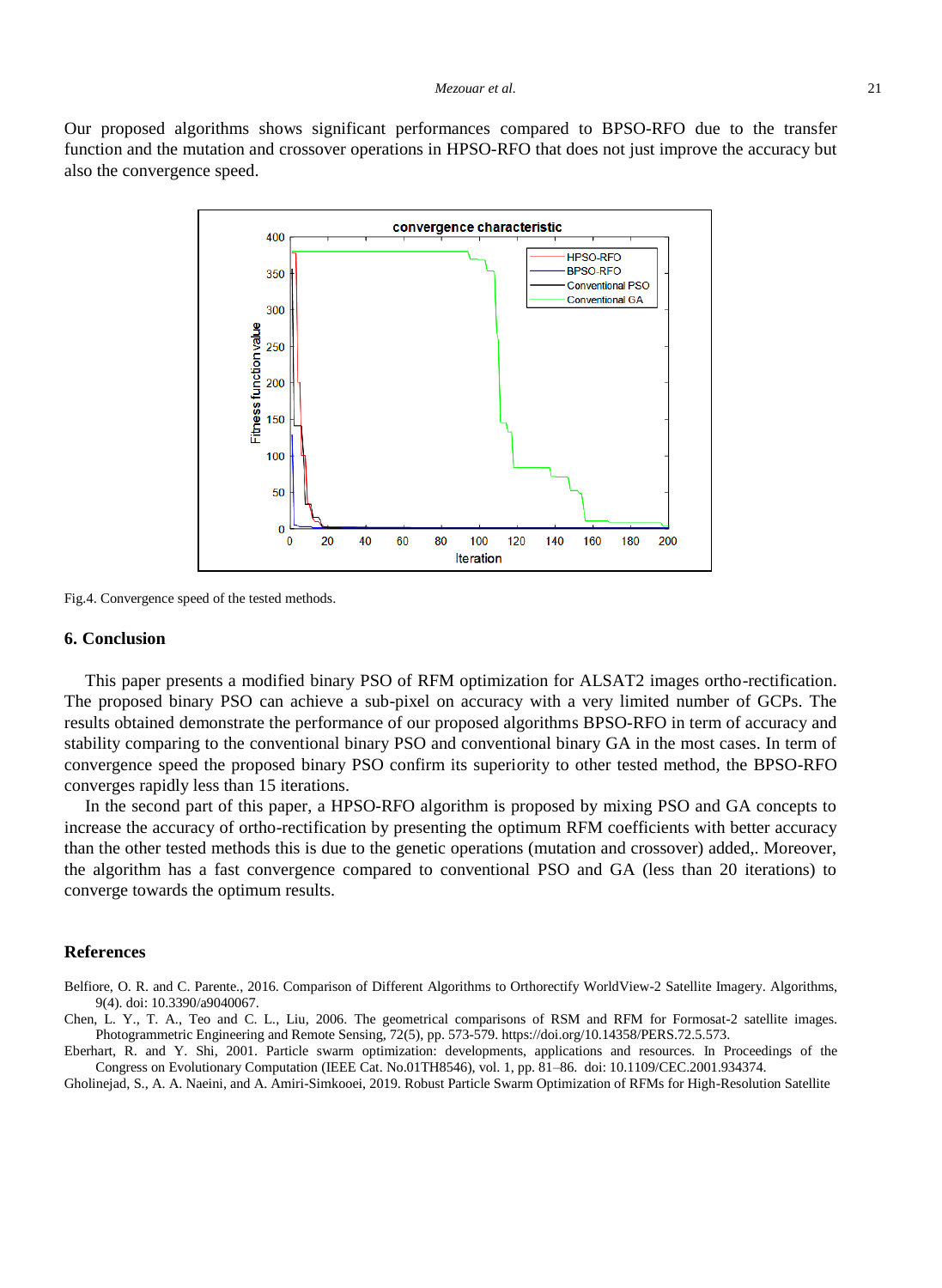Our proposed algorithms shows significant performances compared to BPSO-RFO due to the transfer function and the mutation and crossover operations in HPSO-RFO that does not just improve the accuracy but also the convergence speed.

Fig.4. Convergence speed of the tested methods.

## 6. Conclusion

This paper presents a modified binary PSO of RFM optimization for ALSAT2 images ortho-rectification. The proposed binary PSO can achieve a sub-pixel on accuracy with a very limited number of GCPs. The results obtained demonstrate the performance of our proposed algorithms BPSO-RFO in term of accuracy and stability comparing to the conventional binary PSO and conventional binary GA in the most cases. In term of convergence speed the proposed binary PSO confirm its superiority to other tested method, the BPSO-RFO converges rapidly less than 15 iterations.

In the second part of this paper, a HPSO-RFO algorithm is proposed by mixing PSO and GA concepts to increase the accuracy of ortho-rectification by presenting the optimum RFM coefficients with better accuracy than the other tested methods this is due to the genetic operations (mutation and crossover) added,. Moreover, the algorithm has a fast convergence compared to conventional PSO and GA (less than 20 iterations) to converge towards the optimum results.

## References

Belfiore, O. R. and C. Parente., 2016. Comparison of Different Algorithms to Orthorectify WorldView-2 Satellite Imagery. Algorithms, 9(4). doi: 10.3390/a9040067.

Chen, L. Y., T. A., Teo and C. L., Liu, 2006. The geometrical comparisons of RSM and RFM for Formosat-2 satellite images. Photogrammetric Engineering and Remote Sensing, 72(5), pp. 573-579. https://doi.org/10.14358/PERS.72.5.573.

Eberhart, R. and Y. Shi, 2001. Particle swarm optimization: developments, applications and resources. In Proceedings of the Congress on Evolutionary Computation (IEEE Cat. No.01TH8546), vol. 1, pp. 81–86. doi: 10.1109/CEC.2001.934374.

Gholinejad, S., A. A. Naeini, and A. Amiri-Simkooei, 2019. Robust Particle Swarm Optimization of RFMs for High-Resolution Satellite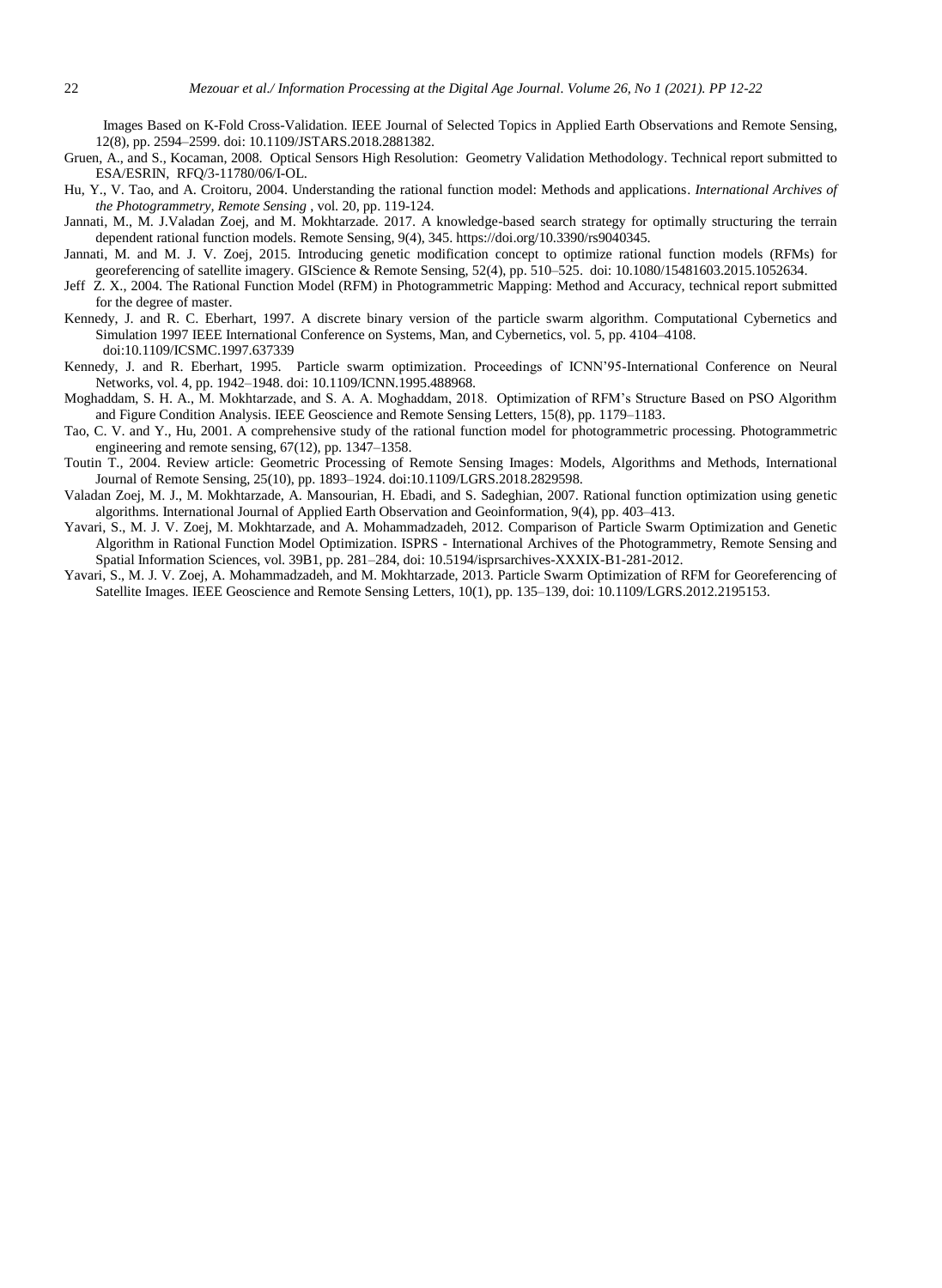Images Based on K-Fold Cross-Validation. IEEE Journal of Selected Topics in Applied Earth Observations and Remote Sensing, 12(8), pp. 2594–2599. doi: 10.1109/JSTARS.2018.2881382.

Gruen, A., and S., Kocaman, 2008. Optical Sensors High Resolution: Geometry Validation Methodology. Technical report submitted to ESA/ESRIN, RFQ/3-11780/06/I-OL.

Hu, Y., V. Tao, and A. Croitoru, 2004. Understanding the rational function model: Methods and applications. *International Archives of the Photogrammetry, Remote Sensing* , vol. 20, pp. 119-124.

Jannati, M., M. J.Valadan Zoej, and M. Mokhtarzade. 2017. A knowledge-based search strategy for optimally structuring the terrain dependent rational function models. Remote Sensing, 9(4), 345. https://doi.org/10.3390/rs9040345.

Jannati, M. and M. J. V. Zoej, 2015. Introducing genetic modification concept to optimize rational function models (RFMs) for georeferencing of satellite imagery. GIScience & Remote Sensing, 52(4), pp. 510–525. doi: 10.1080/15481603.2015.1052634.

Jeff Z. X., 2004. The Rational Function Model (RFM) in Photogrammetric Mapping: Method and Accuracy, technical report submitted for the degree of master.

Kennedy, J. and R. C. Eberhart, 1997. A discrete binary version of the particle swarm algorithm. Computational Cybernetics and Simulation 1997 IEEE International Conference on Systems, Man, and Cybernetics, vol. 5, pp. 4104–4108. doi:10.1109/ICSMC.1997.637339

Kennedy, J. and R. Eberhart, 1995. Particle swarm optimization. Proceedings of ICNN'95-International Conference on Neural Networks, vol. 4, pp. 1942–1948. doi: 10.1109/ICNN.1995.488968.

Moghaddam, S. H. A., M. Mokhtarzade, and S. A. A. Moghaddam, 2018. Optimization of RFM's Structure Based on PSO Algorithm and Figure Condition Analysis. IEEE Geoscience and Remote Sensing Letters, 15(8), pp. 1179–1183.

Tao, C. V. and Y., Hu, 2001. A comprehensive study of the rational function model for photogrammetric processing. Photogrammetric engineering and remote sensing, 67(12), pp. 1347–1358.

Toutin T., 2004. Review article: Geometric Processing of Remote Sensing Images: Models, Algorithms and Methods, International Journal of Remote Sensing, 25(10), pp. 1893–1924. doi:10.1109/LGRS.2018.2829598.

Valadan Zoej, M. J., M. Mokhtarzade, A. Mansourian, H. Ebadi, and S. Sadeghian, 2007. Rational function optimization using genetic algorithms. International Journal of Applied Earth Observation and Geoinformation, 9(4), pp. 403–413.

Yavari, S., M. J. V. Zoej, M. Mokhtarzade, and A. Mohammadzadeh, 2012. Comparison of Particle Swarm Optimization and Genetic Algorithm in Rational Function Model Optimization. ISPRS - International Archives of the Photogrammetry, Remote Sensing and Spatial Information Sciences, vol. 39B1, pp. 281–284, doi: 10.5194/isprsarchives-XXXIX-B1-281-2012.

Yavari, S., M. J. V. Zoej, A. Mohammadzadeh, and M. Mokhtarzade, 2013. Particle Swarm Optimization of RFM for Georeferencing of Satellite Images. IEEE Geoscience and Remote Sensing Letters, 10(1), pp. 135–139, doi: 10.1109/LGRS.2012.2195153.